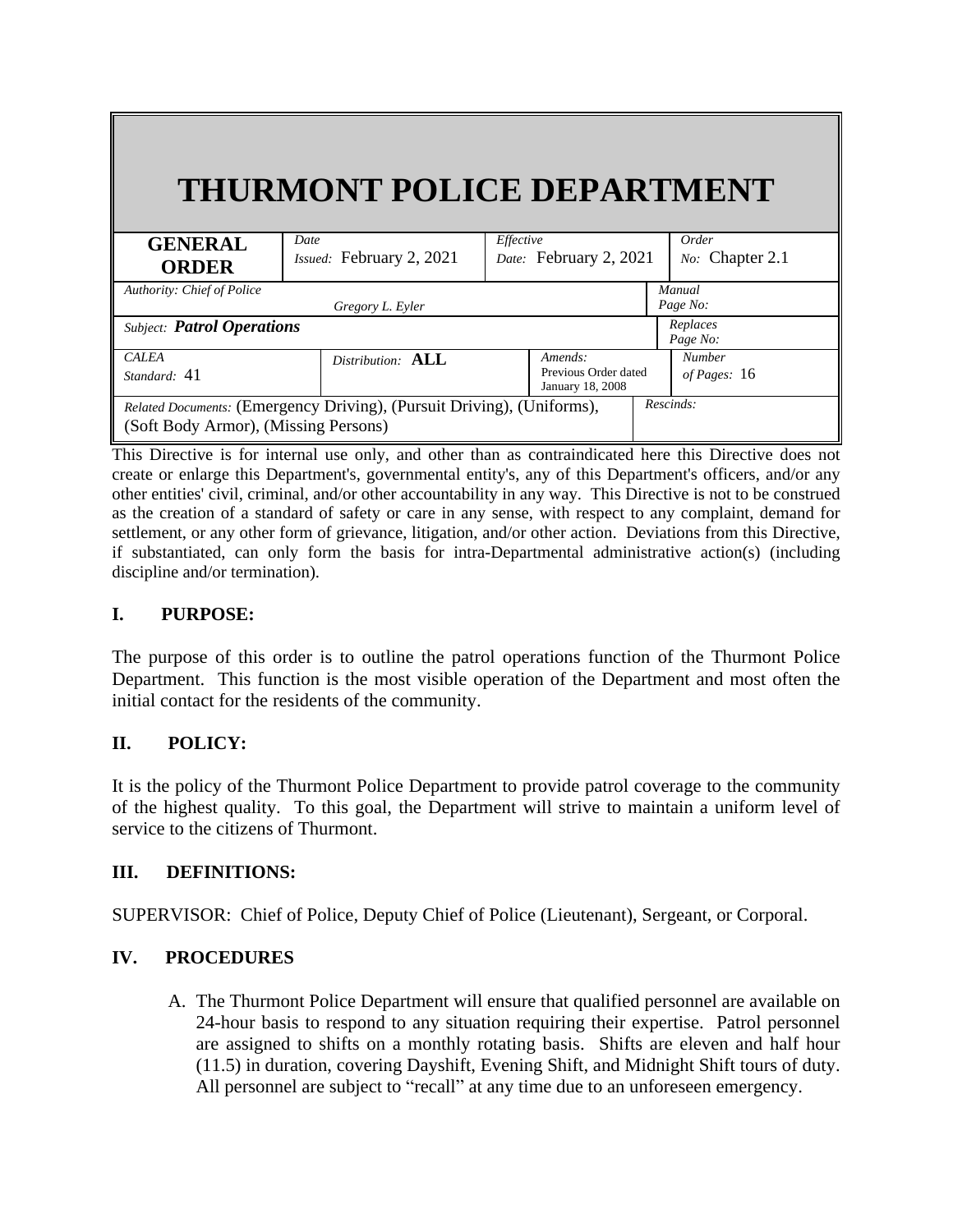# THURMONT POLICE DEPARTMENT

| **GENERAL ORDER** | *Date Issued:* February 2, 2021 | *Effective Date:* February 2, 2021 | *Order No:* Chapter 2.1 |
|---|---|---|---|
| *Authority: Chief of Police* *Gregory L. Eyler* | | | *Manual Page No:* |
| *Subject:* ***Patrol Operations*** | | | *Replaces Page No:* |
| *CALEA Standard:* 41 | *Distribution:* **ALL** | *Amends:* Previous Order dated January 18, 2008 | *Number of Pages:* 16 |
| *Related Documents:* (Emergency Driving), (Pursuit Driving), (Uniforms), (Soft Body Armor), (Missing Persons) | | | *Rescinds:* |

This Directive is for internal use only, and other than as contraindicated here this Directive does not create or enlarge this Department's, governmental entity's, any of this Department's officers, and/or any other entities' civil, criminal, and/or other accountability in any way. This Directive is not to be construed as the creation of a standard of safety or care in any sense, with respect to any complaint, demand for settlement, or any other form of grievance, litigation, and/or other action. Deviations from this Directive, if substantiated, can only form the basis for intra-Departmental administrative action(s) (including discipline and/or termination).

## I. PURPOSE:

The purpose of this order is to outline the patrol operations function of the Thurmont Police Department. This function is the most visible operation of the Department and most often the initial contact for the residents of the community.

## II. POLICY:

It is the policy of the Thurmont Police Department to provide patrol coverage to the community of the highest quality. To this goal, the Department will strive to maintain a uniform level of service to the citizens of Thurmont.

## III. DEFINITIONS:

SUPERVISOR: Chief of Police, Deputy Chief of Police (Lieutenant), Sergeant, or Corporal.

## IV. PROCEDURES

A. The Thurmont Police Department will ensure that qualified personnel are available on 24-hour basis to respond to any situation requiring their expertise. Patrol personnel are assigned to shifts on a monthly rotating basis. Shifts are eleven and half hour (11.5) in duration, covering Dayshift, Evening Shift, and Midnight Shift tours of duty. All personnel are subject to "recall" at any time due to an unforeseen emergency.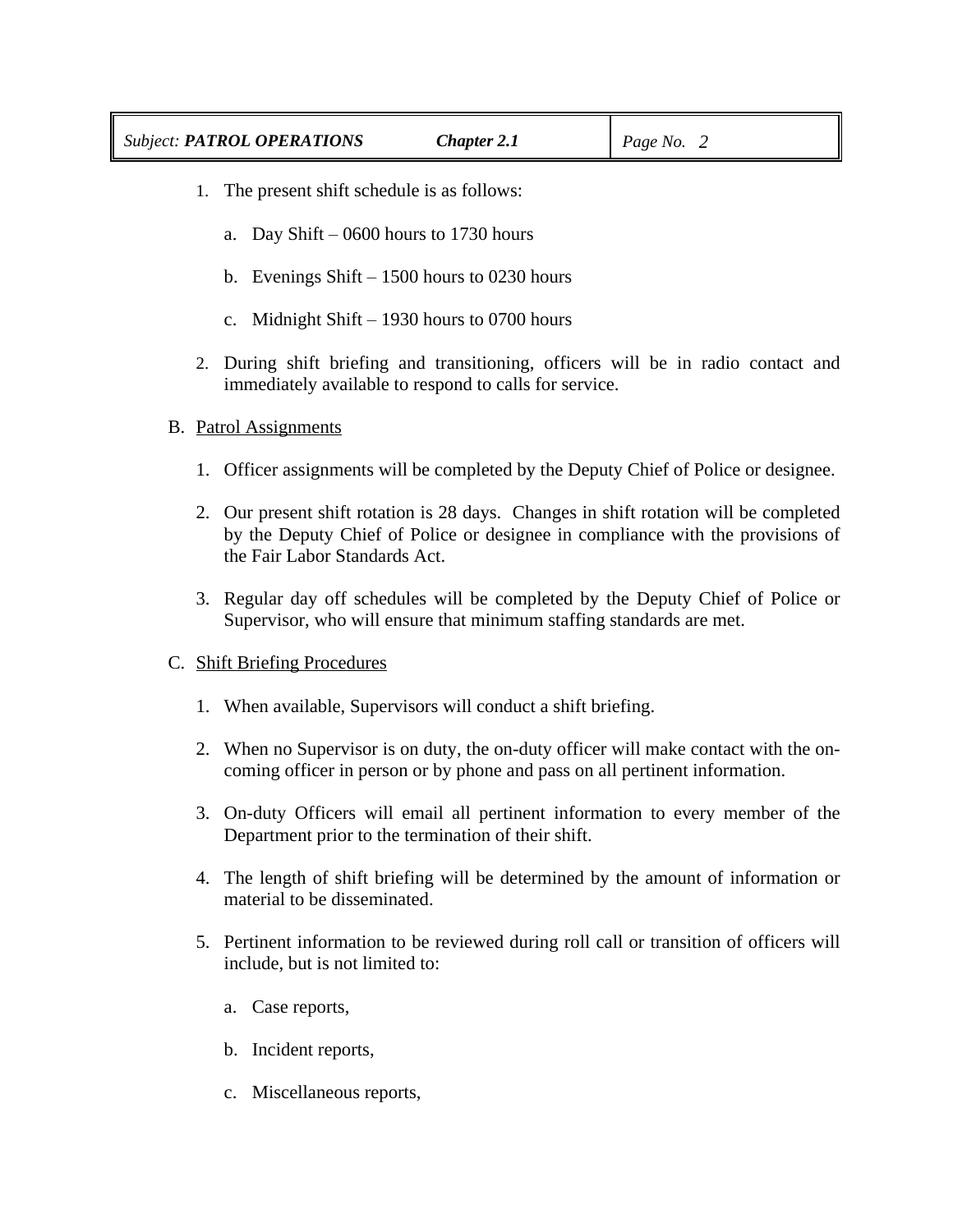1. The present shift schedule is as follows:

    a. Day Shift – 0600 hours to 1730 hours

    b. Evenings Shift – 1500 hours to 0230 hours

    c. Midnight Shift – 1930 hours to 0700 hours

2. During shift briefing and transitioning, officers will be in radio contact and immediately available to respond to calls for service.

B. Patrol Assignments

1. Officer assignments will be completed by the Deputy Chief of Police or designee.

2. Our present shift rotation is 28 days. Changes in shift rotation will be completed by the Deputy Chief of Police or designee in compliance with the provisions of the Fair Labor Standards Act.

3. Regular day off schedules will be completed by the Deputy Chief of Police or Supervisor, who will ensure that minimum staffing standards are met.

C. Shift Briefing Procedures

1. When available, Supervisors will conduct a shift briefing.

2. When no Supervisor is on duty, the on-duty officer will make contact with the on-coming officer in person or by phone and pass on all pertinent information.

3. On-duty Officers will email all pertinent information to every member of the Department prior to the termination of their shift.

4. The length of shift briefing will be determined by the amount of information or material to be disseminated.

5. Pertinent information to be reviewed during roll call or transition of officers will include, but is not limited to:

    a. Case reports,

    b. Incident reports,

    c. Miscellaneous reports,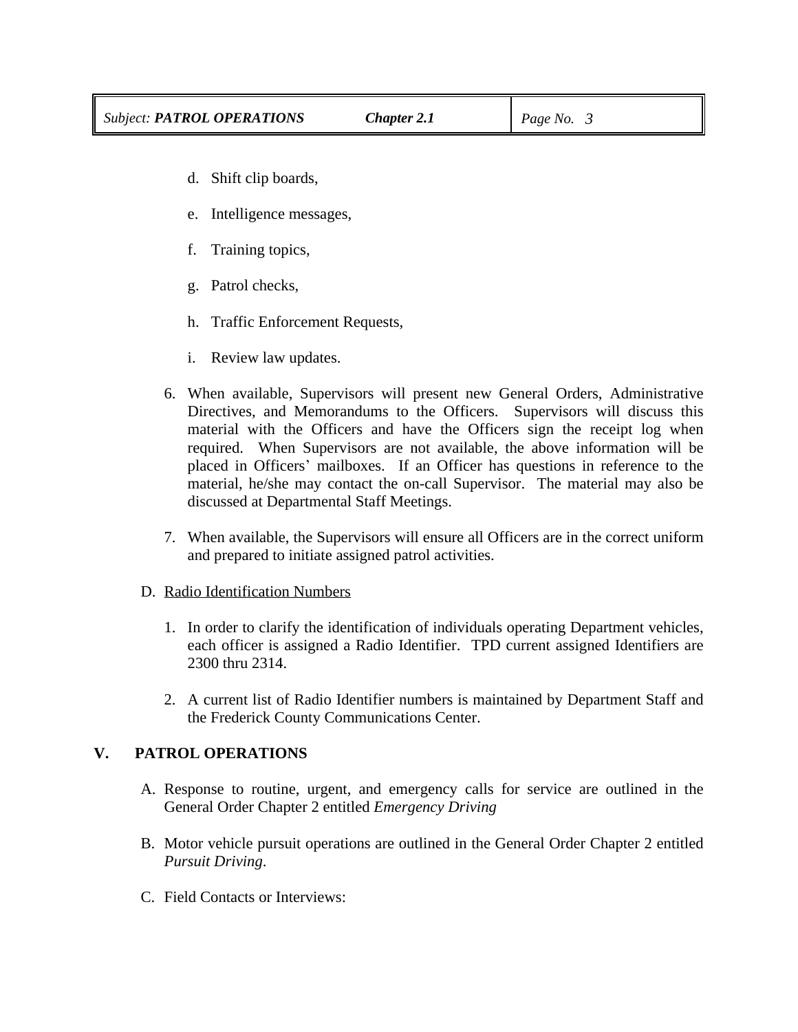d. Shift clip boards,

e. Intelligence messages,

f. Training topics,

g. Patrol checks,

h. Traffic Enforcement Requests,

i. Review law updates.

6. When available, Supervisors will present new General Orders, Administrative Directives, and Memorandums to the Officers. Supervisors will discuss this material with the Officers and have the Officers sign the receipt log when required. When Supervisors are not available, the above information will be placed in Officers' mailboxes. If an Officer has questions in reference to the material, he/she may contact the on-call Supervisor. The material may also be discussed at Departmental Staff Meetings.

7. When available, the Supervisors will ensure all Officers are in the correct uniform and prepared to initiate assigned patrol activities.

D. Radio Identification Numbers

1. In order to clarify the identification of individuals operating Department vehicles, each officer is assigned a Radio Identifier. TPD current assigned Identifiers are 2300 thru 2314.

2. A current list of Radio Identifier numbers is maintained by Department Staff and the Frederick County Communications Center.

## V. PATROL OPERATIONS

A. Response to routine, urgent, and emergency calls for service are outlined in the General Order Chapter 2 entitled *Emergency Driving*

B. Motor vehicle pursuit operations are outlined in the General Order Chapter 2 entitled *Pursuit Driving*.

C. Field Contacts or Interviews: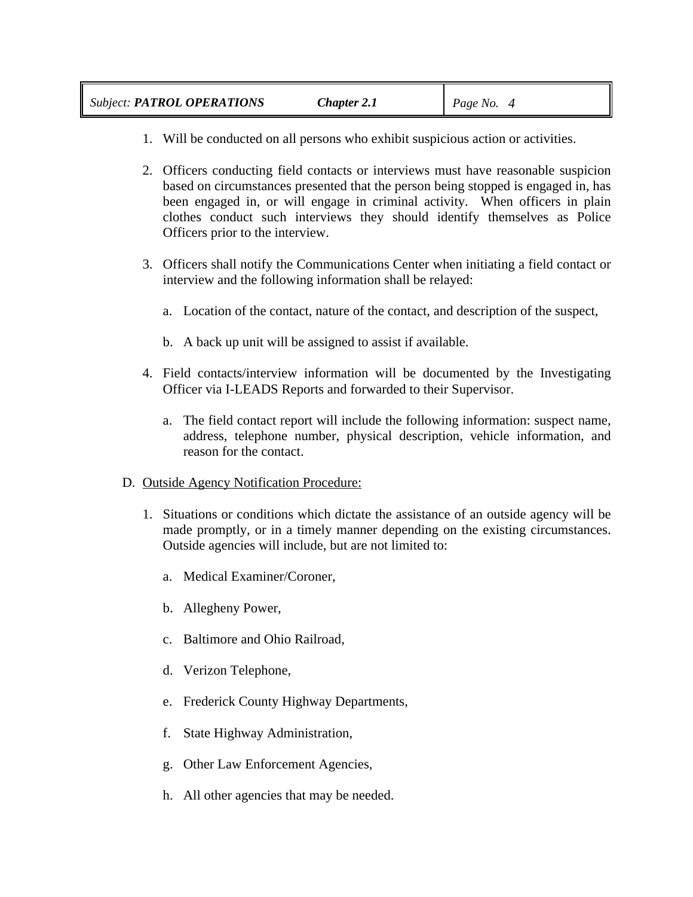1. Will be conducted on all persons who exhibit suspicious action or activities.

2. Officers conducting field contacts or interviews must have reasonable suspicion based on circumstances presented that the person being stopped is engaged in, has been engaged in, or will engage in criminal activity. When officers in plain clothes conduct such interviews they should identify themselves as Police Officers prior to the interview.

3. Officers shall notify the Communications Center when initiating a field contact or interview and the following information shall be relayed:

   a. Location of the contact, nature of the contact, and description of the suspect,

   b. A back up unit will be assigned to assist if available.

4. Field contacts/interview information will be documented by the Investigating Officer via I-LEADS Reports and forwarded to their Supervisor.

   a. The field contact report will include the following information: suspect name, address, telephone number, physical description, vehicle information, and reason for the contact.

D. <u>Outside Agency Notification Procedure:</u>

1. Situations or conditions which dictate the assistance of an outside agency will be made promptly, or in a timely manner depending on the existing circumstances. Outside agencies will include, but are not limited to:

   a. Medical Examiner/Coroner,

   b. Allegheny Power,

   c. Baltimore and Ohio Railroad,

   d. Verizon Telephone,

   e. Frederick County Highway Departments,

   f. State Highway Administration,

   g. Other Law Enforcement Agencies,

   h. All other agencies that may be needed.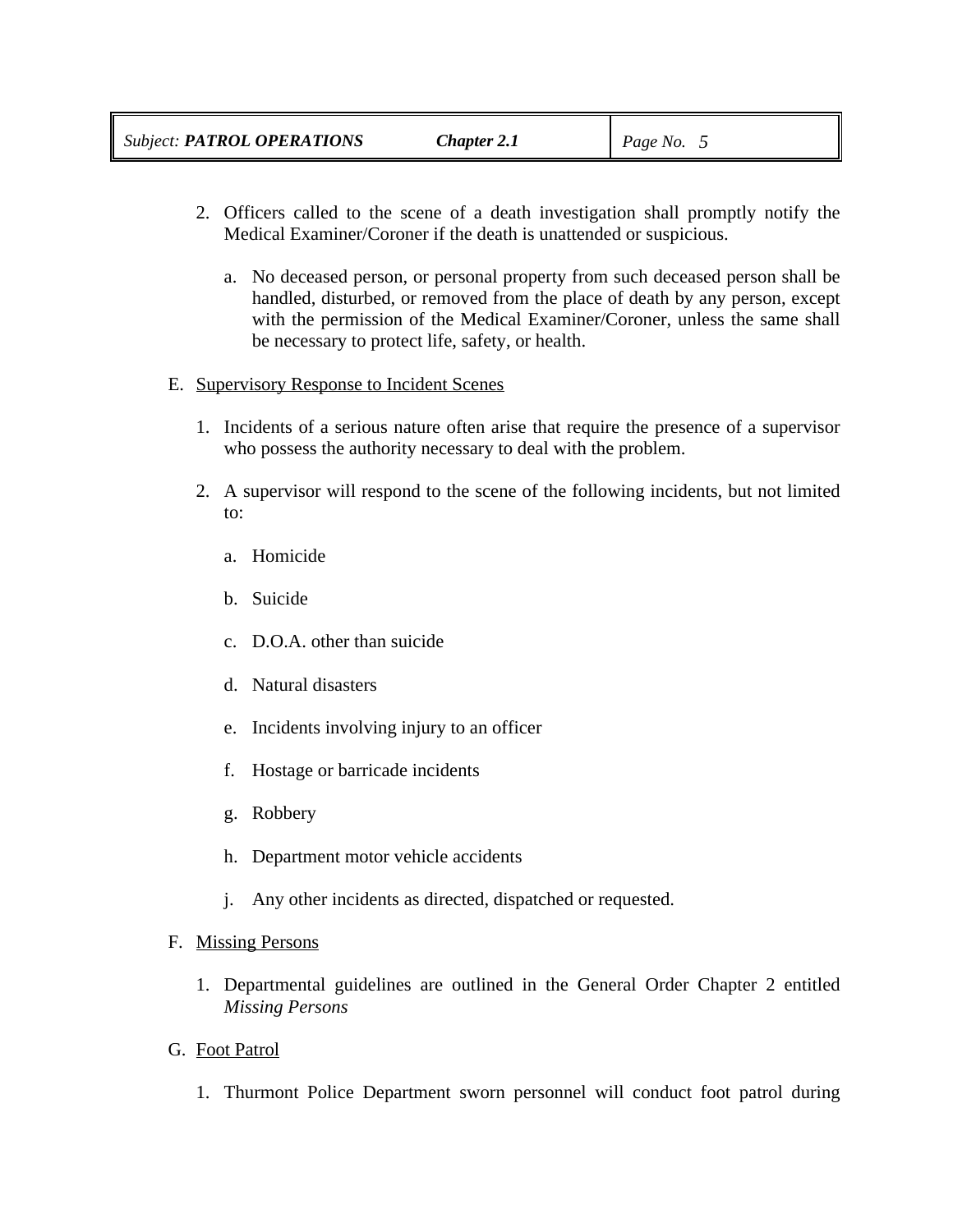2. Officers called to the scene of a death investigation shall promptly notify the Medical Examiner/Coroner if the death is unattended or suspicious.

   a. No deceased person, or personal property from such deceased person shall be handled, disturbed, or removed from the place of death by any person, except with the permission of the Medical Examiner/Coroner, unless the same shall be necessary to protect life, safety, or health.

E. <u>Supervisory Response to Incident Scenes</u>

1. Incidents of a serious nature often arise that require the presence of a supervisor who possess the authority necessary to deal with the problem.

2. A supervisor will respond to the scene of the following incidents, but not limited to:

   a. Homicide

   b. Suicide

   c. D.O.A. other than suicide

   d. Natural disasters

   e. Incidents involving injury to an officer

   f. Hostage or barricade incidents

   g. Robbery

   h. Department motor vehicle accidents

   j. Any other incidents as directed, dispatched or requested.

F. <u>Missing Persons</u>

1. Departmental guidelines are outlined in the General Order Chapter 2 entitled *Missing Persons*

G. <u>Foot Patrol</u>

1. Thurmont Police Department sworn personnel will conduct foot patrol during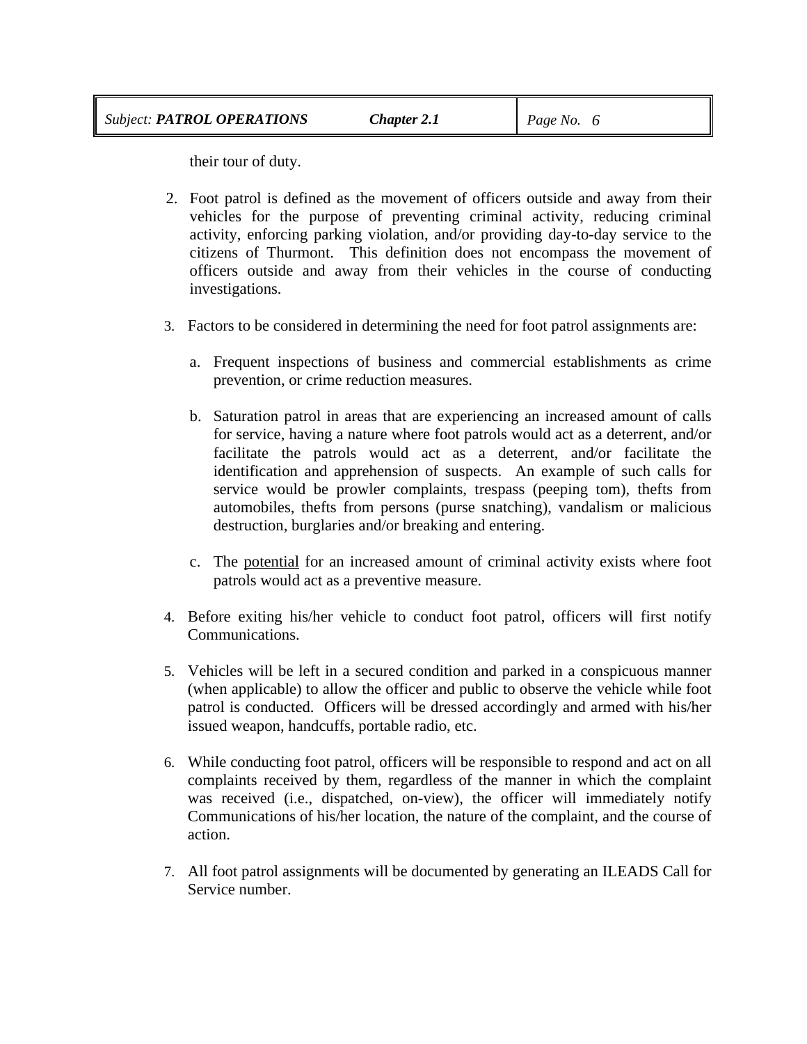their tour of duty.

2. Foot patrol is defined as the movement of officers outside and away from their vehicles for the purpose of preventing criminal activity, reducing criminal activity, enforcing parking violation, and/or providing day-to-day service to the citizens of Thurmont. This definition does not encompass the movement of officers outside and away from their vehicles in the course of conducting investigations.

3. Factors to be considered in determining the need for foot patrol assignments are:

   a. Frequent inspections of business and commercial establishments as crime prevention, or crime reduction measures.

   b. Saturation patrol in areas that are experiencing an increased amount of calls for service, having a nature where foot patrols would act as a deterrent, and/or facilitate the patrols would act as a deterrent, and/or facilitate the identification and apprehension of suspects. An example of such calls for service would be prowler complaints, trespass (peeping tom), thefts from automobiles, thefts from persons (purse snatching), vandalism or malicious destruction, burglaries and/or breaking and entering.

   c. The <u>potential</u> for an increased amount of criminal activity exists where foot patrols would act as a preventive measure.

4. Before exiting his/her vehicle to conduct foot patrol, officers will first notify Communications.

5. Vehicles will be left in a secured condition and parked in a conspicuous manner (when applicable) to allow the officer and public to observe the vehicle while foot patrol is conducted. Officers will be dressed accordingly and armed with his/her issued weapon, handcuffs, portable radio, etc.

6. While conducting foot patrol, officers will be responsible to respond and act on all complaints received by them, regardless of the manner in which the complaint was received (i.e., dispatched, on-view), the officer will immediately notify Communications of his/her location, the nature of the complaint, and the course of action.

7. All foot patrol assignments will be documented by generating an ILEADS Call for Service number.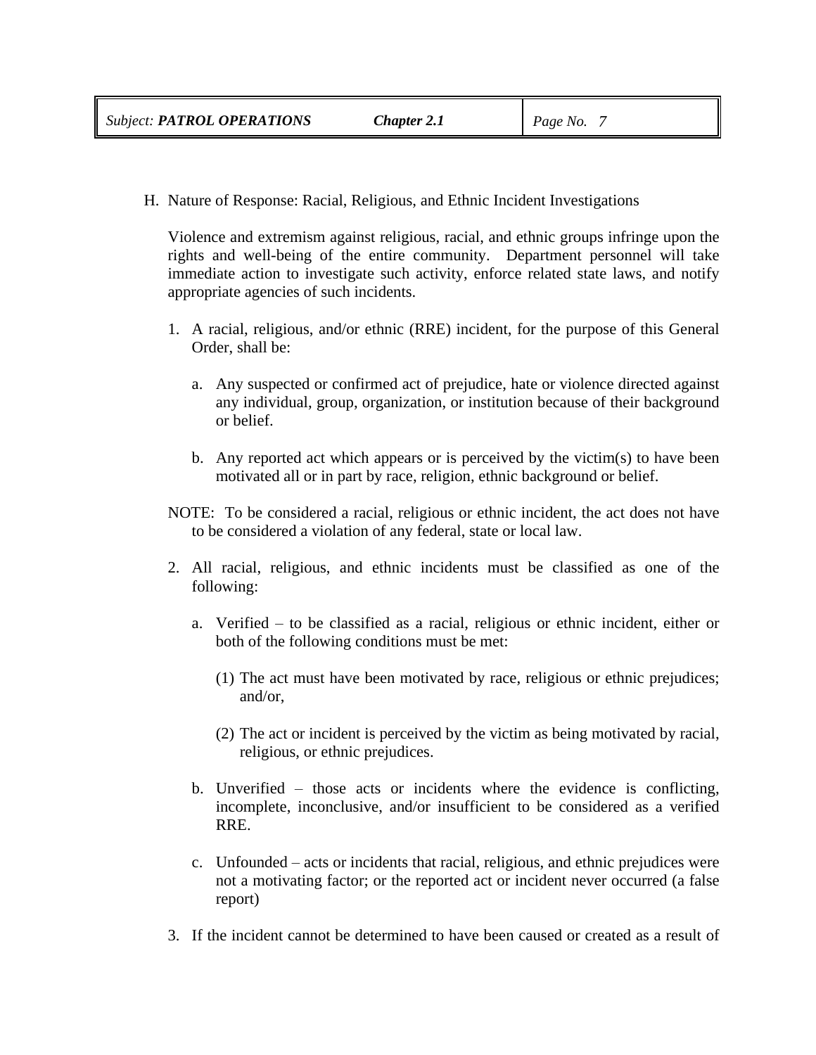H. Nature of Response: Racial, Religious, and Ethnic Incident Investigations

Violence and extremism against religious, racial, and ethnic groups infringe upon the rights and well-being of the entire community. Department personnel will take immediate action to investigate such activity, enforce related state laws, and notify appropriate agencies of such incidents.

1. A racial, religious, and/or ethnic (RRE) incident, for the purpose of this General Order, shall be:

   a. Any suspected or confirmed act of prejudice, hate or violence directed against any individual, group, organization, or institution because of their background or belief.

   b. Any reported act which appears or is perceived by the victim(s) to have been motivated all or in part by race, religion, ethnic background or belief.

NOTE: To be considered a racial, religious or ethnic incident, the act does not have to be considered a violation of any federal, state or local law.

2. All racial, religious, and ethnic incidents must be classified as one of the following:

   a. Verified – to be classified as a racial, religious or ethnic incident, either or both of the following conditions must be met:

      (1) The act must have been motivated by race, religious or ethnic prejudices; and/or,

      (2) The act or incident is perceived by the victim as being motivated by racial, religious, or ethnic prejudices.

   b. Unverified – those acts or incidents where the evidence is conflicting, incomplete, inconclusive, and/or insufficient to be considered as a verified RRE.

   c. Unfounded – acts or incidents that racial, religious, and ethnic prejudices were not a motivating factor; or the reported act or incident never occurred (a false report)

3. If the incident cannot be determined to have been caused or created as a result of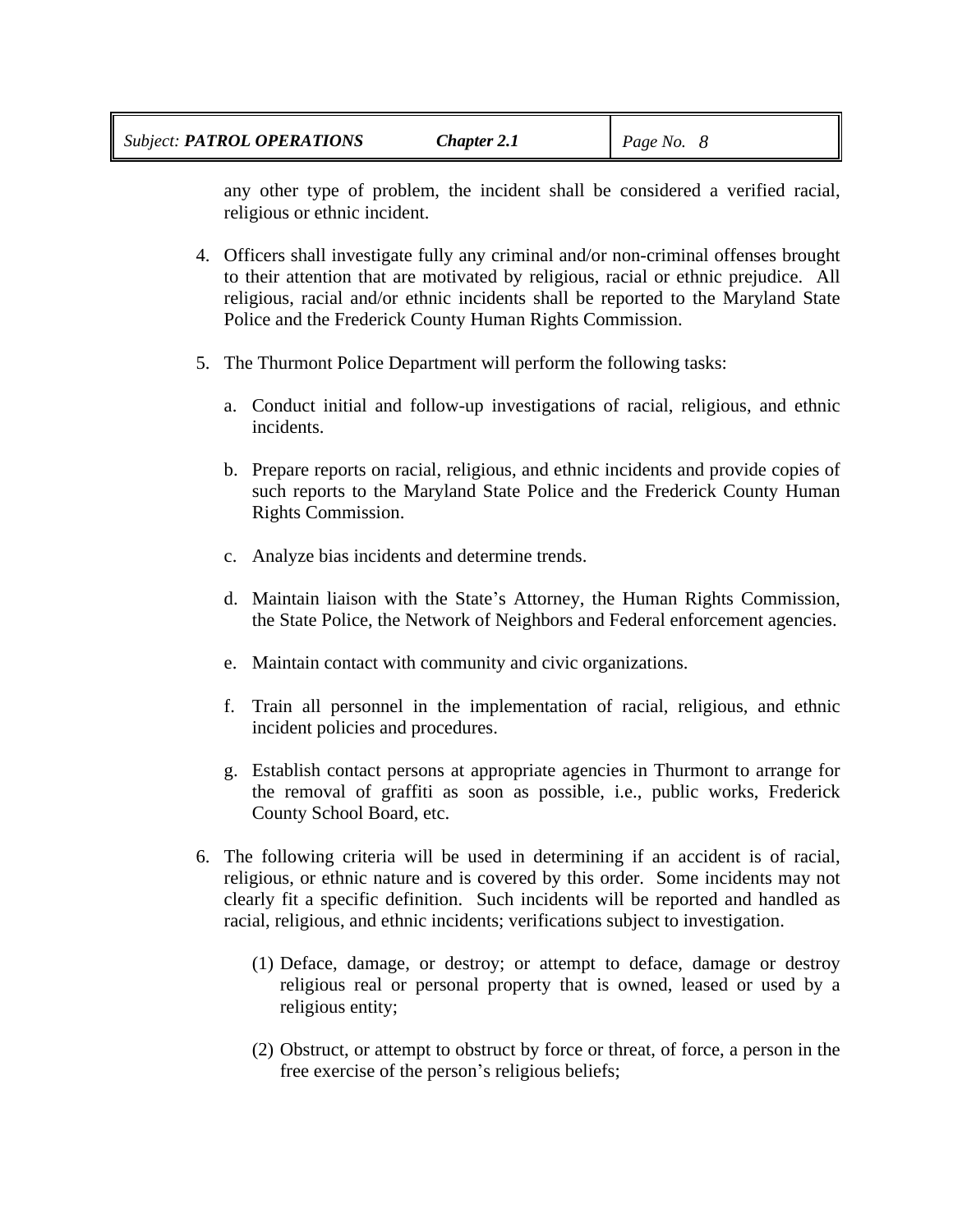any other type of problem, the incident shall be considered a verified racial, religious or ethnic incident.

4. Officers shall investigate fully any criminal and/or non-criminal offenses brought to their attention that are motivated by religious, racial or ethnic prejudice. All religious, racial and/or ethnic incidents shall be reported to the Maryland State Police and the Frederick County Human Rights Commission.

5. The Thurmont Police Department will perform the following tasks:

   a. Conduct initial and follow-up investigations of racial, religious, and ethnic incidents.

   b. Prepare reports on racial, religious, and ethnic incidents and provide copies of such reports to the Maryland State Police and the Frederick County Human Rights Commission.

   c. Analyze bias incidents and determine trends.

   d. Maintain liaison with the State's Attorney, the Human Rights Commission, the State Police, the Network of Neighbors and Federal enforcement agencies.

   e. Maintain contact with community and civic organizations.

   f. Train all personnel in the implementation of racial, religious, and ethnic incident policies and procedures.

   g. Establish contact persons at appropriate agencies in Thurmont to arrange for the removal of graffiti as soon as possible, i.e., public works, Frederick County School Board, etc.

6. The following criteria will be used in determining if an accident is of racial, religious, or ethnic nature and is covered by this order. Some incidents may not clearly fit a specific definition. Such incidents will be reported and handled as racial, religious, and ethnic incidents; verifications subject to investigation.

   (1) Deface, damage, or destroy; or attempt to deface, damage or destroy religious real or personal property that is owned, leased or used by a religious entity;

   (2) Obstruct, or attempt to obstruct by force or threat, of force, a person in the free exercise of the person's religious beliefs;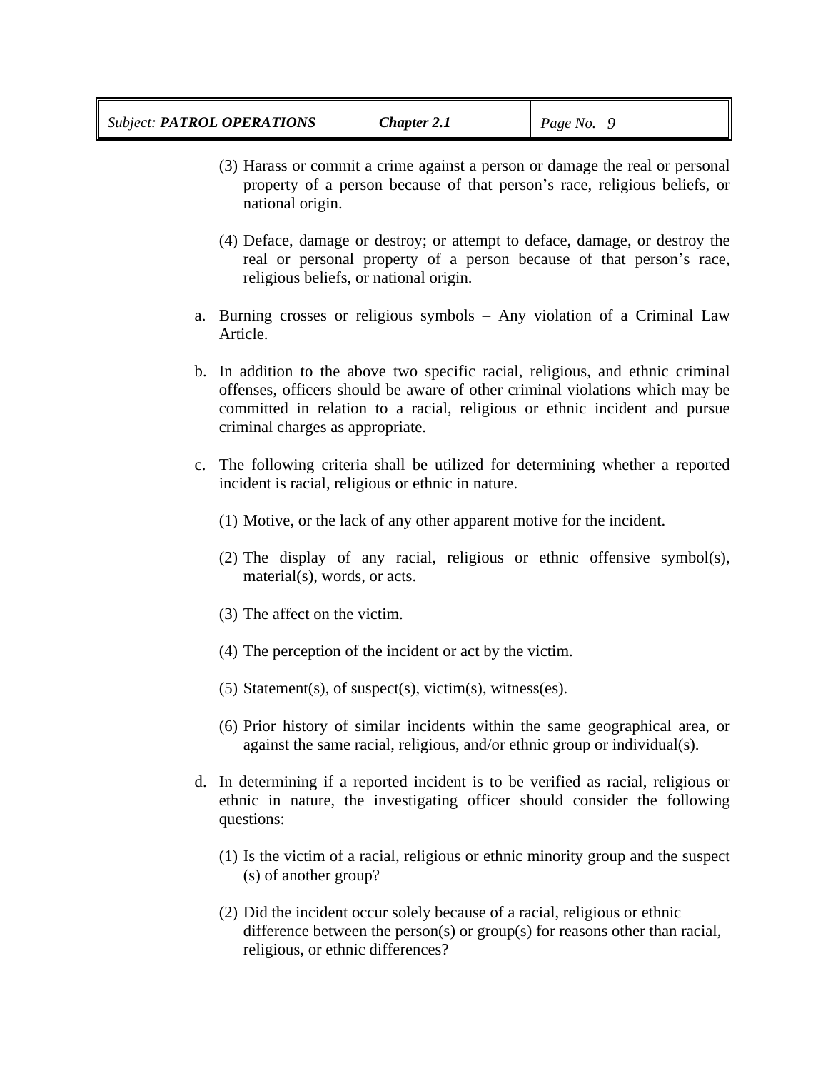(3) Harass or commit a crime against a person or damage the real or personal property of a person because of that person's race, religious beliefs, or national origin.

(4) Deface, damage or destroy; or attempt to deface, damage, or destroy the real or personal property of a person because of that person's race, religious beliefs, or national origin.

a. Burning crosses or religious symbols – Any violation of a Criminal Law Article.

b. In addition to the above two specific racial, religious, and ethnic criminal offenses, officers should be aware of other criminal violations which may be committed in relation to a racial, religious or ethnic incident and pursue criminal charges as appropriate.

c. The following criteria shall be utilized for determining whether a reported incident is racial, religious or ethnic in nature.

(1) Motive, or the lack of any other apparent motive for the incident.

(2) The display of any racial, religious or ethnic offensive symbol(s), material(s), words, or acts.

(3) The affect on the victim.

(4) The perception of the incident or act by the victim.

(5) Statement(s), of suspect(s), victim(s), witness(es).

(6) Prior history of similar incidents within the same geographical area, or against the same racial, religious, and/or ethnic group or individual(s).

d. In determining if a reported incident is to be verified as racial, religious or ethnic in nature, the investigating officer should consider the following questions:

(1) Is the victim of a racial, religious or ethnic minority group and the suspect (s) of another group?

(2) Did the incident occur solely because of a racial, religious or ethnic difference between the person(s) or group(s) for reasons other than racial, religious, or ethnic differences?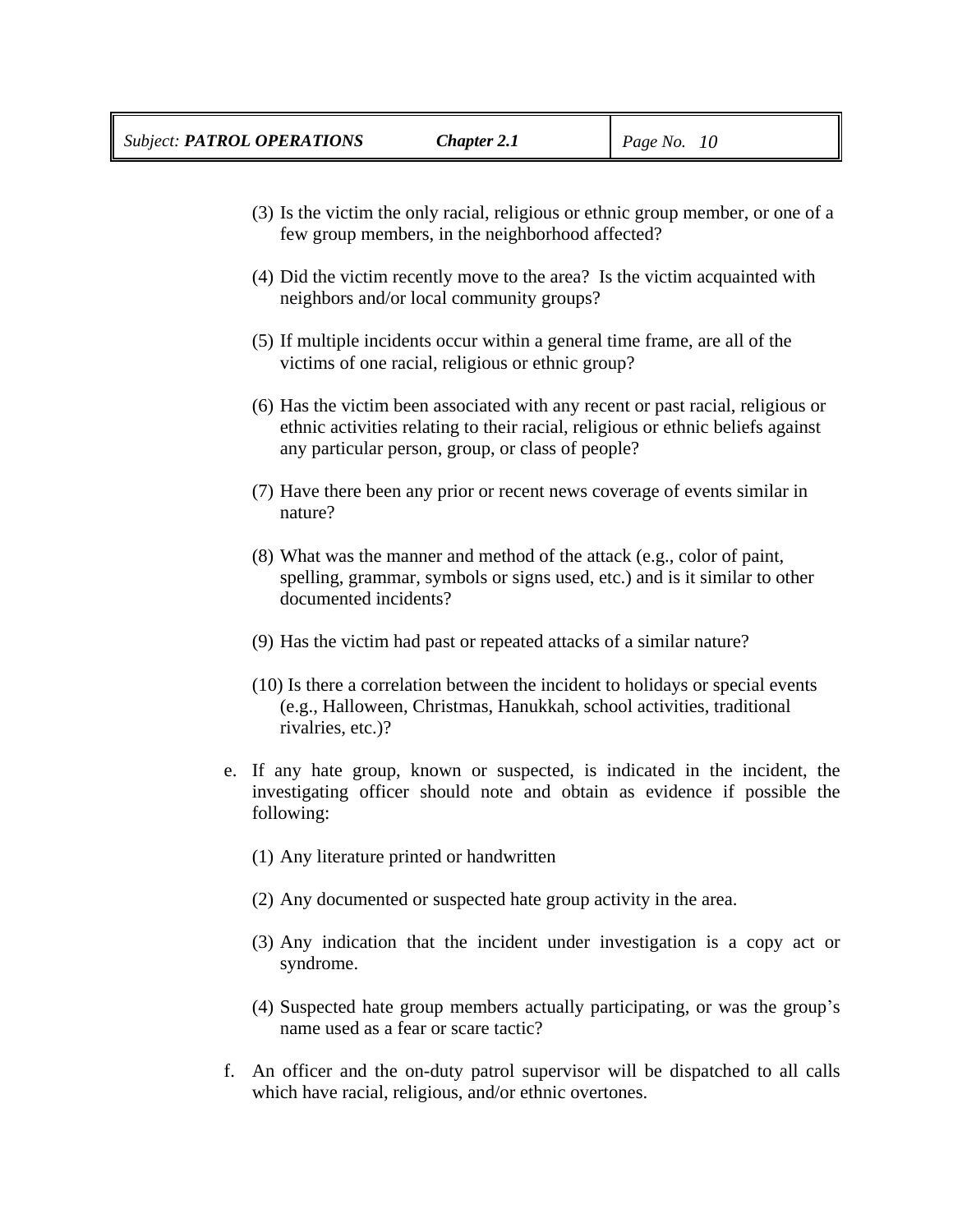(3) Is the victim the only racial, religious or ethnic group member, or one of a few group members, in the neighborhood affected?

(4) Did the victim recently move to the area? Is the victim acquainted with neighbors and/or local community groups?

(5) If multiple incidents occur within a general time frame, are all of the victims of one racial, religious or ethnic group?

(6) Has the victim been associated with any recent or past racial, religious or ethnic activities relating to their racial, religious or ethnic beliefs against any particular person, group, or class of people?

(7) Have there been any prior or recent news coverage of events similar in nature?

(8) What was the manner and method of the attack (e.g., color of paint, spelling, grammar, symbols or signs used, etc.) and is it similar to other documented incidents?

(9) Has the victim had past or repeated attacks of a similar nature?

(10) Is there a correlation between the incident to holidays or special events (e.g., Halloween, Christmas, Hanukkah, school activities, traditional rivalries, etc.)?

e. If any hate group, known or suspected, is indicated in the incident, the investigating officer should note and obtain as evidence if possible the following:

(1) Any literature printed or handwritten

(2) Any documented or suspected hate group activity in the area.

(3) Any indication that the incident under investigation is a copy act or syndrome.

(4) Suspected hate group members actually participating, or was the group's name used as a fear or scare tactic?

f. An officer and the on-duty patrol supervisor will be dispatched to all calls which have racial, religious, and/or ethnic overtones.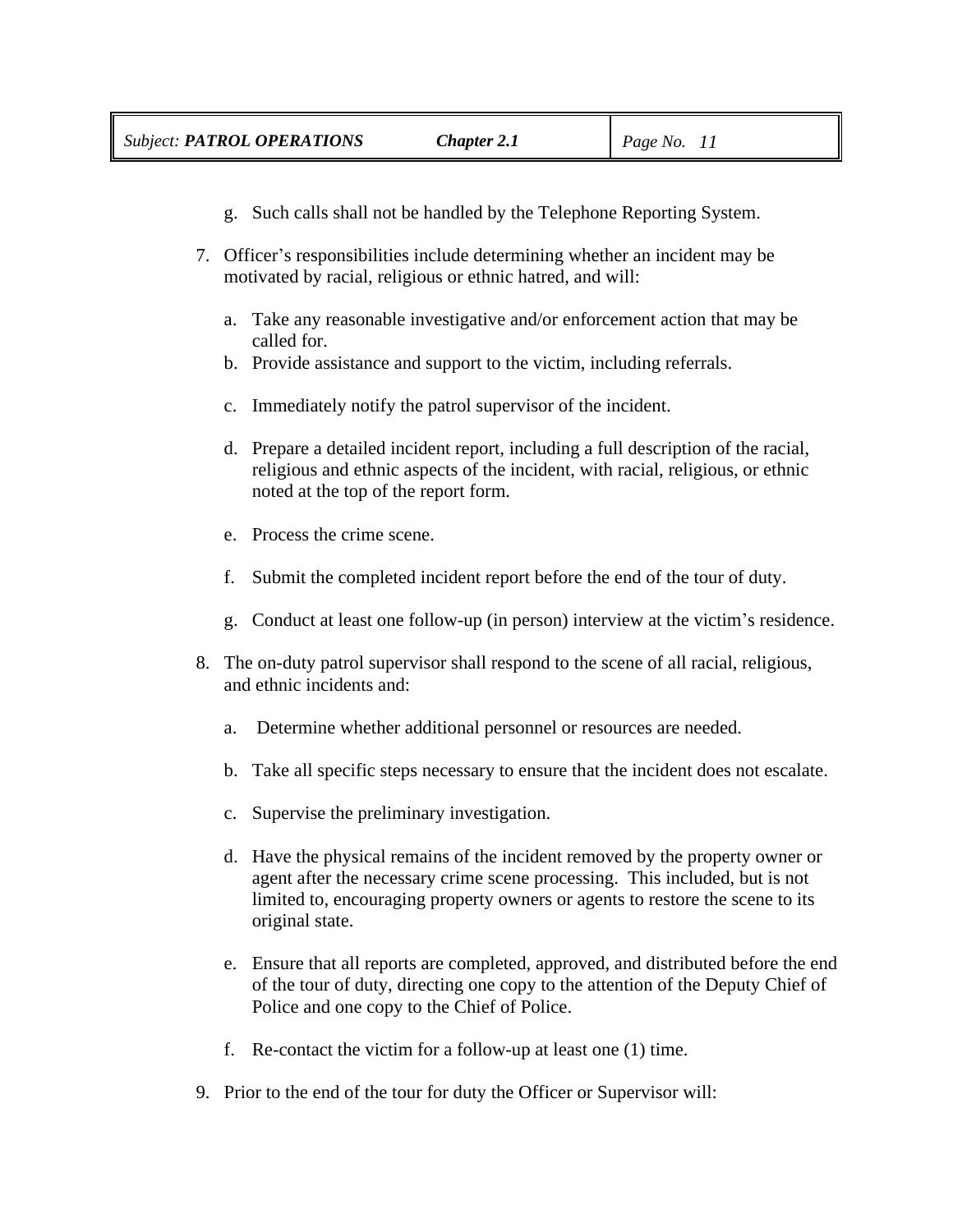g. Such calls shall not be handled by the Telephone Reporting System.

7. Officer's responsibilities include determining whether an incident may be motivated by racial, religious or ethnic hatred, and will:

   a. Take any reasonable investigative and/or enforcement action that may be called for.
   b. Provide assistance and support to the victim, including referrals.

   c. Immediately notify the patrol supervisor of the incident.

   d. Prepare a detailed incident report, including a full description of the racial, religious and ethnic aspects of the incident, with racial, religious, or ethnic noted at the top of the report form.

   e. Process the crime scene.

   f. Submit the completed incident report before the end of the tour of duty.

   g. Conduct at least one follow-up (in person) interview at the victim's residence.

8. The on-duty patrol supervisor shall respond to the scene of all racial, religious, and ethnic incidents and:

   a. Determine whether additional personnel or resources are needed.

   b. Take all specific steps necessary to ensure that the incident does not escalate.

   c. Supervise the preliminary investigation.

   d. Have the physical remains of the incident removed by the property owner or agent after the necessary crime scene processing. This included, but is not limited to, encouraging property owners or agents to restore the scene to its original state.

   e. Ensure that all reports are completed, approved, and distributed before the end of the tour of duty, directing one copy to the attention of the Deputy Chief of Police and one copy to the Chief of Police.

   f. Re-contact the victim for a follow-up at least one (1) time.

9. Prior to the end of the tour for duty the Officer or Supervisor will: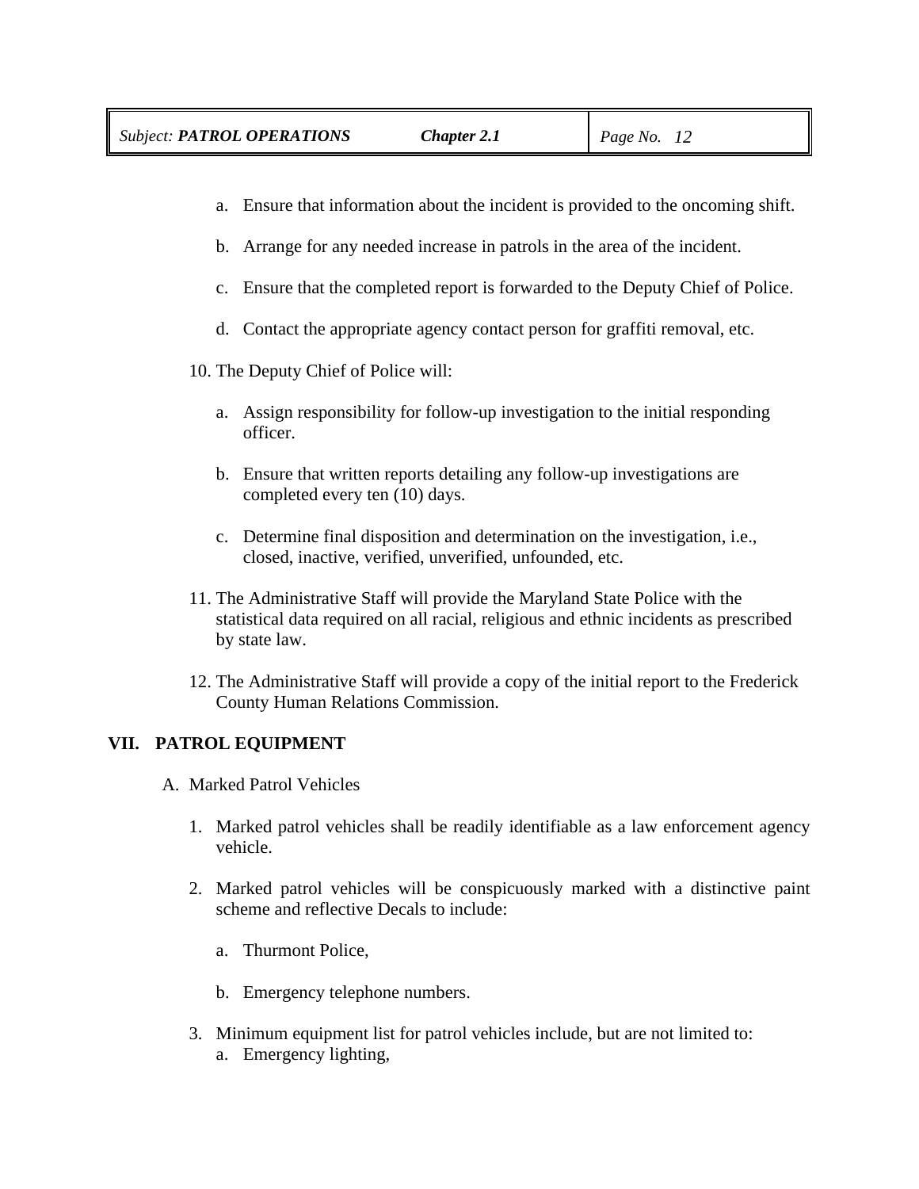a. Ensure that information about the incident is provided to the oncoming shift.

b. Arrange for any needed increase in patrols in the area of the incident.

c. Ensure that the completed report is forwarded to the Deputy Chief of Police.

d. Contact the appropriate agency contact person for graffiti removal, etc.

10. The Deputy Chief of Police will:

    a. Assign responsibility for follow-up investigation to the initial responding officer.

    b. Ensure that written reports detailing any follow-up investigations are completed every ten (10) days.

    c. Determine final disposition and determination on the investigation, i.e., closed, inactive, verified, unverified, unfounded, etc.

11. The Administrative Staff will provide the Maryland State Police with the statistical data required on all racial, religious and ethnic incidents as prescribed by state law.

12. The Administrative Staff will provide a copy of the initial report to the Frederick County Human Relations Commission.

## VII. PATROL EQUIPMENT

A. Marked Patrol Vehicles

1. Marked patrol vehicles shall be readily identifiable as a law enforcement agency vehicle.

2. Marked patrol vehicles will be conspicuously marked with a distinctive paint scheme and reflective Decals to include:

    a. Thurmont Police,

    b. Emergency telephone numbers.

3. Minimum equipment list for patrol vehicles include, but are not limited to:

    a. Emergency lighting,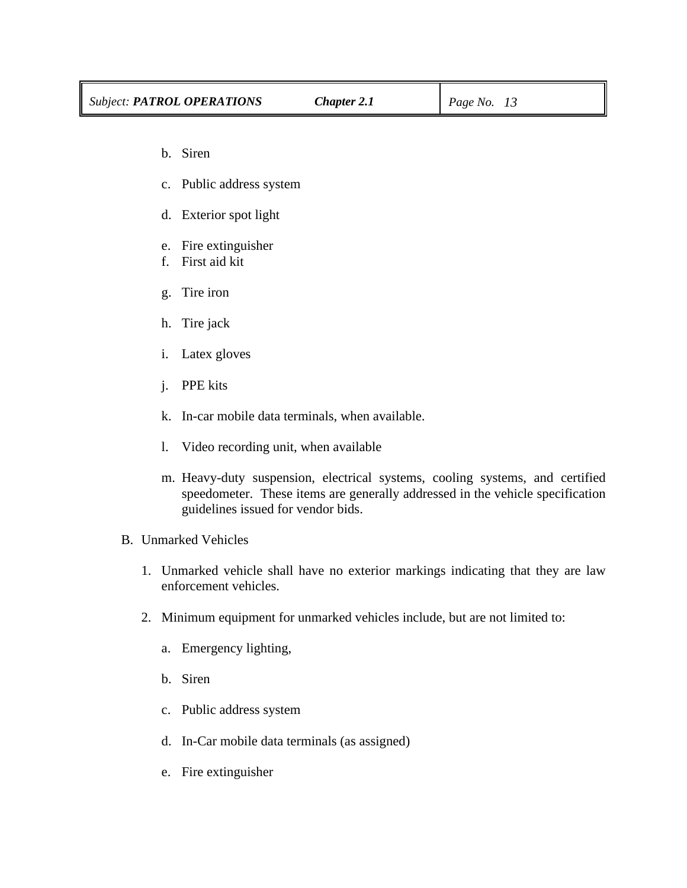b. Siren

c. Public address system

d. Exterior spot light

e. Fire extinguisher
f. First aid kit

g. Tire iron

h. Tire jack

i. Latex gloves

j. PPE kits

k. In-car mobile data terminals, when available.

l. Video recording unit, when available

m. Heavy-duty suspension, electrical systems, cooling systems, and certified speedometer. These items are generally addressed in the vehicle specification guidelines issued for vendor bids.

B. Unmarked Vehicles

1. Unmarked vehicle shall have no exterior markings indicating that they are law enforcement vehicles.

2. Minimum equipment for unmarked vehicles include, but are not limited to:

   a. Emergency lighting,

   b. Siren

   c. Public address system

   d. In-Car mobile data terminals (as assigned)

   e. Fire extinguisher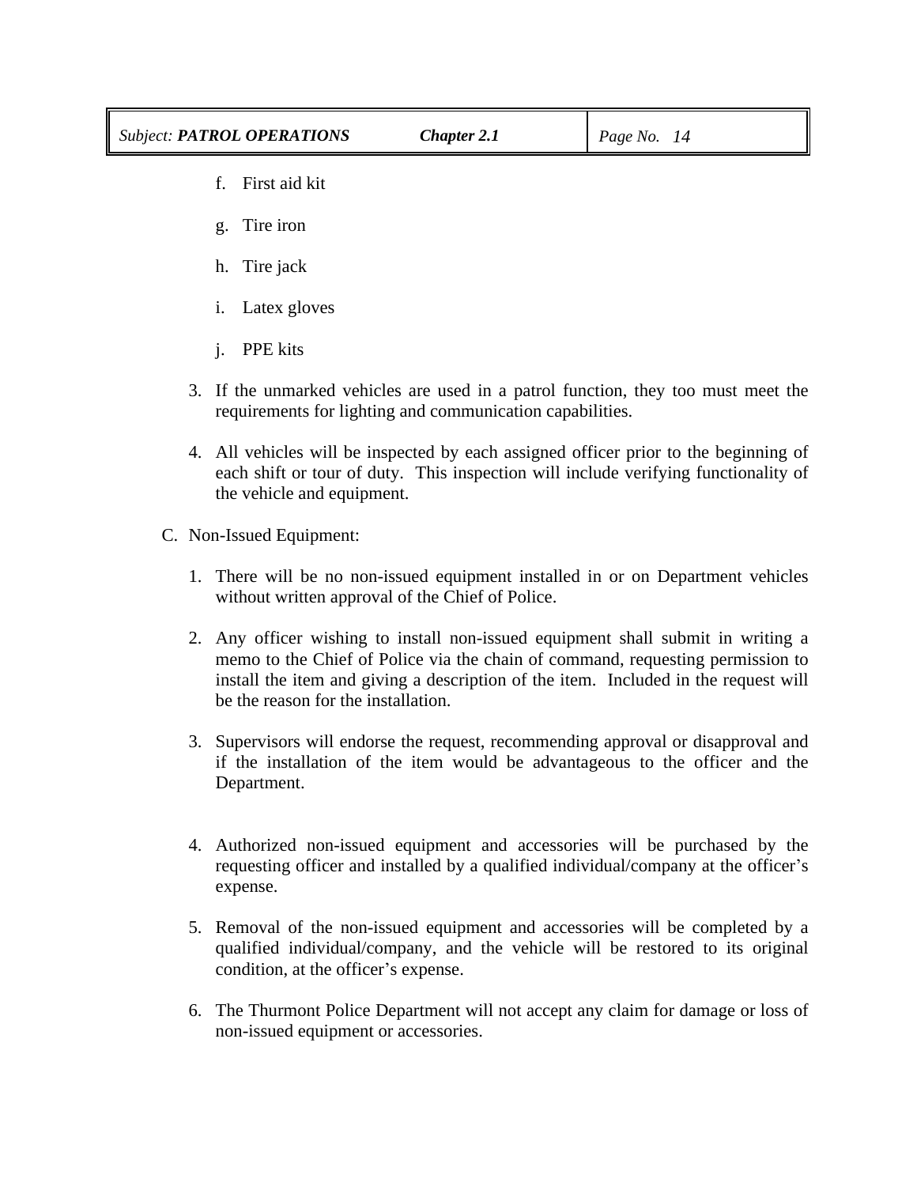f. First aid kit

g. Tire iron

h. Tire jack

i. Latex gloves

j. PPE kits

3. If the unmarked vehicles are used in a patrol function, they too must meet the requirements for lighting and communication capabilities.

4. All vehicles will be inspected by each assigned officer prior to the beginning of each shift or tour of duty. This inspection will include verifying functionality of the vehicle and equipment.

C. Non-Issued Equipment:

1. There will be no non-issued equipment installed in or on Department vehicles without written approval of the Chief of Police.

2. Any officer wishing to install non-issued equipment shall submit in writing a memo to the Chief of Police via the chain of command, requesting permission to install the item and giving a description of the item. Included in the request will be the reason for the installation.

3. Supervisors will endorse the request, recommending approval or disapproval and if the installation of the item would be advantageous to the officer and the Department.

4. Authorized non-issued equipment and accessories will be purchased by the requesting officer and installed by a qualified individual/company at the officer's expense.

5. Removal of the non-issued equipment and accessories will be completed by a qualified individual/company, and the vehicle will be restored to its original condition, at the officer's expense.

6. The Thurmont Police Department will not accept any claim for damage or loss of non-issued equipment or accessories.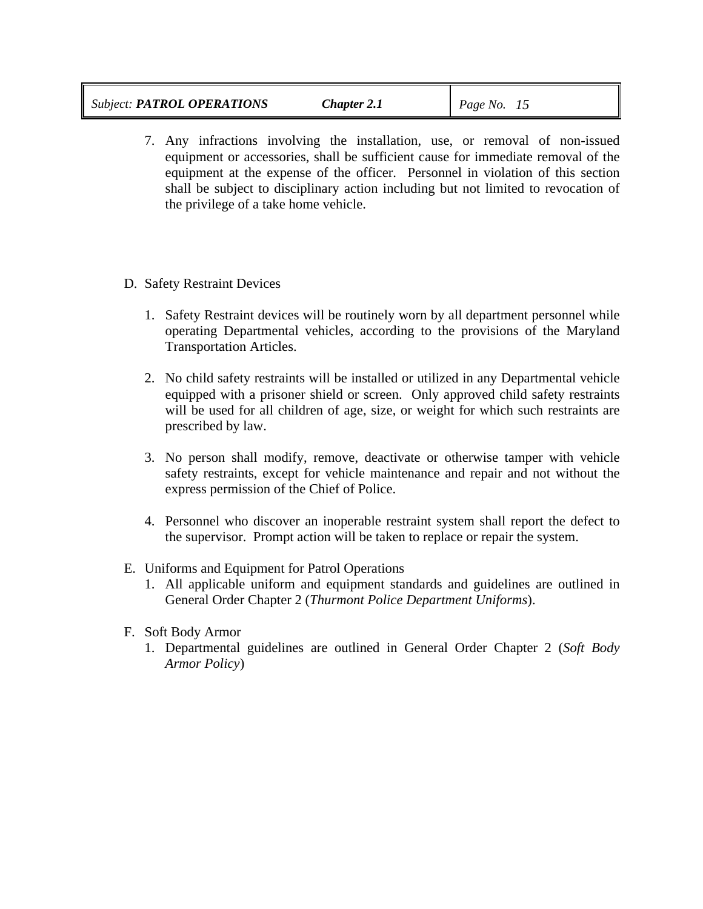7. Any infractions involving the installation, use, or removal of non-issued equipment or accessories, shall be sufficient cause for immediate removal of the equipment at the expense of the officer. Personnel in violation of this section shall be subject to disciplinary action including but not limited to revocation of the privilege of a take home vehicle.

D. Safety Restraint Devices

1. Safety Restraint devices will be routinely worn by all department personnel while operating Departmental vehicles, according to the provisions of the Maryland Transportation Articles.

2. No child safety restraints will be installed or utilized in any Departmental vehicle equipped with a prisoner shield or screen. Only approved child safety restraints will be used for all children of age, size, or weight for which such restraints are prescribed by law.

3. No person shall modify, remove, deactivate or otherwise tamper with vehicle safety restraints, except for vehicle maintenance and repair and not without the express permission of the Chief of Police.

4. Personnel who discover an inoperable restraint system shall report the defect to the supervisor. Prompt action will be taken to replace or repair the system.

E. Uniforms and Equipment for Patrol Operations

1. All applicable uniform and equipment standards and guidelines are outlined in General Order Chapter 2 (*Thurmont Police Department Uniforms*).

F. Soft Body Armor

1. Departmental guidelines are outlined in General Order Chapter 2 (*Soft Body Armor Policy*)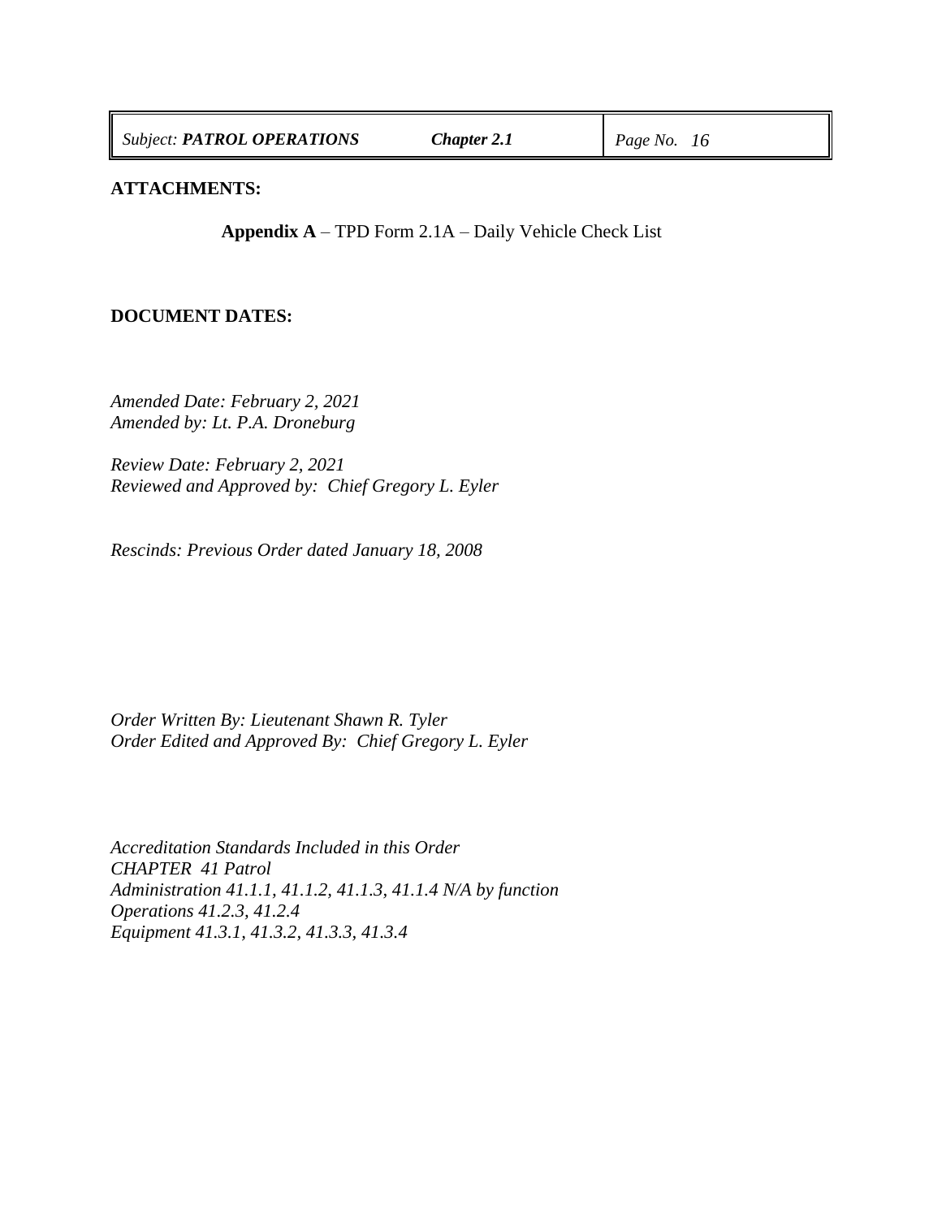**ATTACHMENTS:**

**Appendix A** – TPD Form 2.1A – Daily Vehicle Check List

**DOCUMENT DATES:**

*Amended Date: February 2, 2021*
*Amended by: Lt. P.A. Droneburg*

*Review Date: February 2, 2021*
*Reviewed and Approved by: Chief Gregory L. Eyler*

*Rescinds: Previous Order dated January 18, 2008*

*Order Written By: Lieutenant Shawn R. Tyler*
*Order Edited and Approved By: Chief Gregory L. Eyler*

*Accreditation Standards Included in this Order*
*CHAPTER 41 Patrol*
*Administration 41.1.1, 41.1.2, 41.1.3, 41.1.4 N/A by function*
*Operations 41.2.3, 41.2.4*
*Equipment 41.3.1, 41.3.2, 41.3.3, 41.3.4*